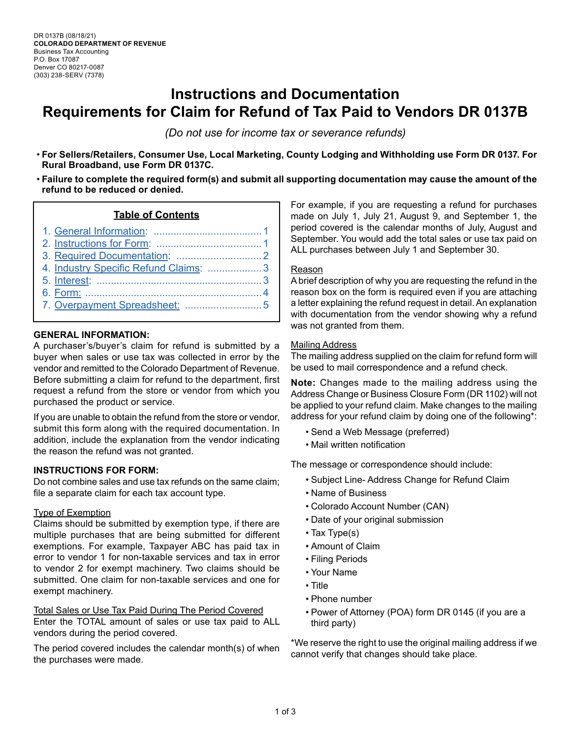DR 0137B (08/18/21)
**COLORADO DEPARTMENT OF REVENUE**
Business Tax Accounting
P.O. Box 17087
Denver CO 80217-0087
(303) 238-SERV (7378)

# Instructions and Documentation Requirements for Claim for Refund of Tax Paid to Vendors DR 0137B

*(Do not use for income tax or severance refunds)*

- **For Sellers/Retailers, Consumer Use, Local Marketing, County Lodging and Withholding use Form DR 0137. For Rural Broadband, use Form DR 0137C.**
- **Failure to complete the required form(s) and submit all supporting documentation may cause the amount of the refund to be reduced or denied.**

**Table of Contents**

1. General Information: ...................................... 1
2. Instructions for Form: ..................................... 1
3. Required Documentation: .............................. 2
4. Industry Specific Refund Claims: ................... 3
5. Interest: .......................................................... 3
6. Form: .............................................................. 4
7. Overpayment Spreadsheet: ........................... 5

**GENERAL INFORMATION:**

A purchaser's/buyer's claim for refund is submitted by a buyer when sales or use tax was collected in error by the vendor and remitted to the Colorado Department of Revenue. Before submitting a claim for refund to the department, first request a refund from the store or vendor from which you purchased the product or service.

If you are unable to obtain the refund from the store or vendor, submit this form along with the required documentation. In addition, include the explanation from the vendor indicating the reason the refund was not granted.

**INSTRUCTIONS FOR FORM:**

Do not combine sales and use tax refunds on the same claim; file a separate claim for each tax account type.

Type of Exemption

Claims should be submitted by exemption type, if there are multiple purchases that are being submitted for different exemptions. For example, Taxpayer ABC has paid tax in error to vendor 1 for non-taxable services and tax in error to vendor 2 for exempt machinery. Two claims should be submitted. One claim for non-taxable services and one for exempt machinery.

Total Sales or Use Tax Paid During The Period Covered

Enter the TOTAL amount of sales or use tax paid to ALL vendors during the period covered.

The period covered includes the calendar month(s) of when the purchases were made.

For example, if you are requesting a refund for purchases made on July 1, July 21, August 9, and September 1, the period covered is the calendar months of July, August and September. You would add the total sales or use tax paid on ALL purchases between July 1 and September 30.

Reason

A brief description of why you are requesting the refund in the reason box on the form is required even if you are attaching a letter explaining the refund request in detail. An explanation with documentation from the vendor showing why a refund was not granted from them.

Mailing Address

The mailing address supplied on the claim for refund form will be used to mail correspondence and a refund check.

**Note:** Changes made to the mailing address using the Address Change or Business Closure Form (DR 1102) will not be applied to your refund claim. Make changes to the mailing address for your refund claim by doing one of the following*:

- Send a Web Message (preferred)
- Mail written notification

The message or correspondence should include:

- Subject Line- Address Change for Refund Claim
- Name of Business
- Colorado Account Number (CAN)
- Date of your original submission
- Tax Type(s)
- Amount of Claim
- Filing Periods
- Your Name
- Title
- Phone number
- Power of Attorney (POA) form DR 0145 (if you are a third party)

*We reserve the right to use the original mailing address if we cannot verify that changes should take place.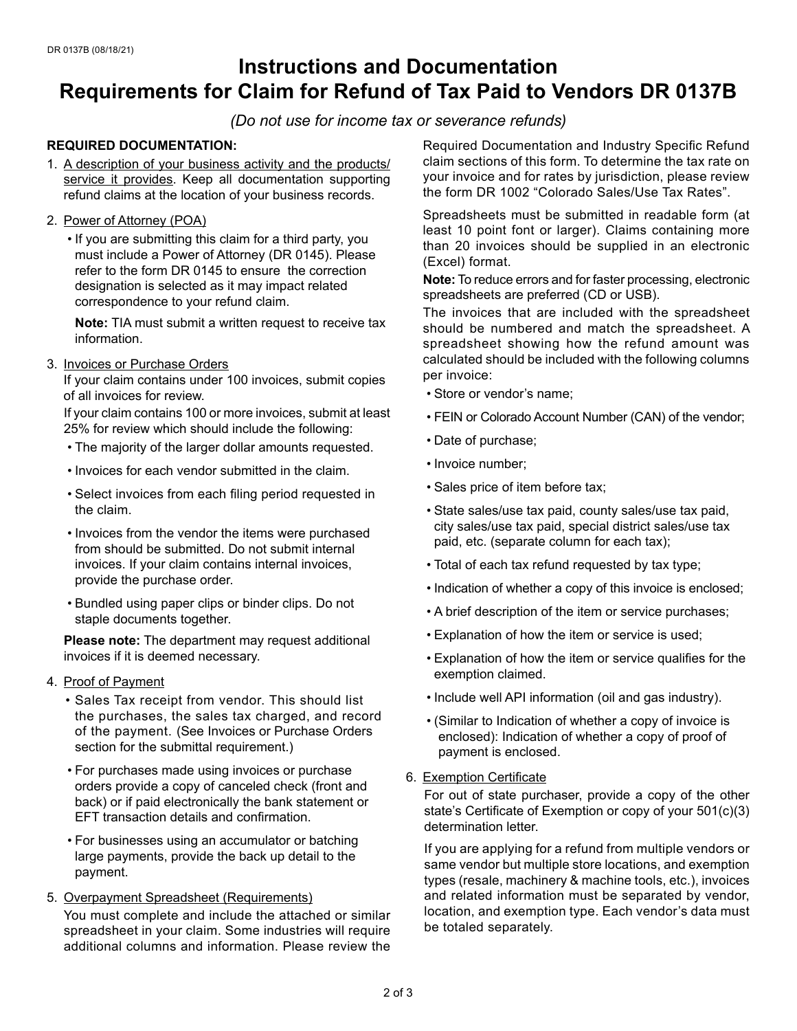DR 0137B (08/18/21)

# Instructions and Documentation Requirements for Claim for Refund of Tax Paid to Vendors DR 0137B

*(Do not use for income tax or severance refunds)*

**REQUIRED DOCUMENTATION:**

1. A description of your business activity and the products/service it provides. Keep all documentation supporting refund claims at the location of your business records.

2. Power of Attorney (POA)
   - If you are submitting this claim for a third party, you must include a Power of Attorney (DR 0145). Please refer to the form DR 0145 to ensure the correction designation is selected as it may impact related correspondence to your refund claim.

   **Note:** TIA must submit a written request to receive tax information.

3. Invoices or Purchase Orders

   If your claim contains under 100 invoices, submit copies of all invoices for review.

   If your claim contains 100 or more invoices, submit at least 25% for review which should include the following:
   - The majority of the larger dollar amounts requested.
   - Invoices for each vendor submitted in the claim.
   - Select invoices from each filing period requested in the claim.
   - Invoices from the vendor the items were purchased from should be submitted. Do not submit internal invoices. If your claim contains internal invoices, provide the purchase order.
   - Bundled using paper clips or binder clips. Do not staple documents together.

   **Please note:** The department may request additional invoices if it is deemed necessary.

4. Proof of Payment
   - Sales Tax receipt from vendor. This should list the purchases, the sales tax charged, and record of the payment. (See Invoices or Purchase Orders section for the submittal requirement.)
   - For purchases made using invoices or purchase orders provide a copy of canceled check (front and back) or if paid electronically the bank statement or EFT transaction details and confirmation.
   - For businesses using an accumulator or batching large payments, provide the back up detail to the payment.

5. Overpayment Spreadsheet (Requirements)

   You must complete and include the attached or similar spreadsheet in your claim. Some industries will require additional columns and information. Please review the Required Documentation and Industry Specific Refund claim sections of this form. To determine the tax rate on your invoice and for rates by jurisdiction, please review the form DR 1002 "Colorado Sales/Use Tax Rates".

   Spreadsheets must be submitted in readable form (at least 10 point font or larger). Claims containing more than 20 invoices should be supplied in an electronic (Excel) format.

   **Note:** To reduce errors and for faster processing, electronic spreadsheets are preferred (CD or USB).

   The invoices that are included with the spreadsheet should be numbered and match the spreadsheet. A spreadsheet showing how the refund amount was calculated should be included with the following columns per invoice:
   - Store or vendor's name;
   - FEIN or Colorado Account Number (CAN) of the vendor;
   - Date of purchase;
   - Invoice number;
   - Sales price of item before tax;
   - State sales/use tax paid, county sales/use tax paid, city sales/use tax paid, special district sales/use tax paid, etc. (separate column for each tax);
   - Total of each tax refund requested by tax type;
   - Indication of whether a copy of this invoice is enclosed;
   - A brief description of the item or service purchases;
   - Explanation of how the item or service is used;
   - Explanation of how the item or service qualifies for the exemption claimed.
   - Include well API information (oil and gas industry).
   - (Similar to Indication of whether a copy of invoice is enclosed): Indication of whether a copy of proof of payment is enclosed.

6. Exemption Certificate

   For out of state purchaser, provide a copy of the other state's Certificate of Exemption or copy of your 501(c)(3) determination letter.

   If you are applying for a refund from multiple vendors or same vendor but multiple store locations, and exemption types (resale, machinery & machine tools, etc.), invoices and related information must be separated by vendor, location, and exemption type. Each vendor's data must be totaled separately.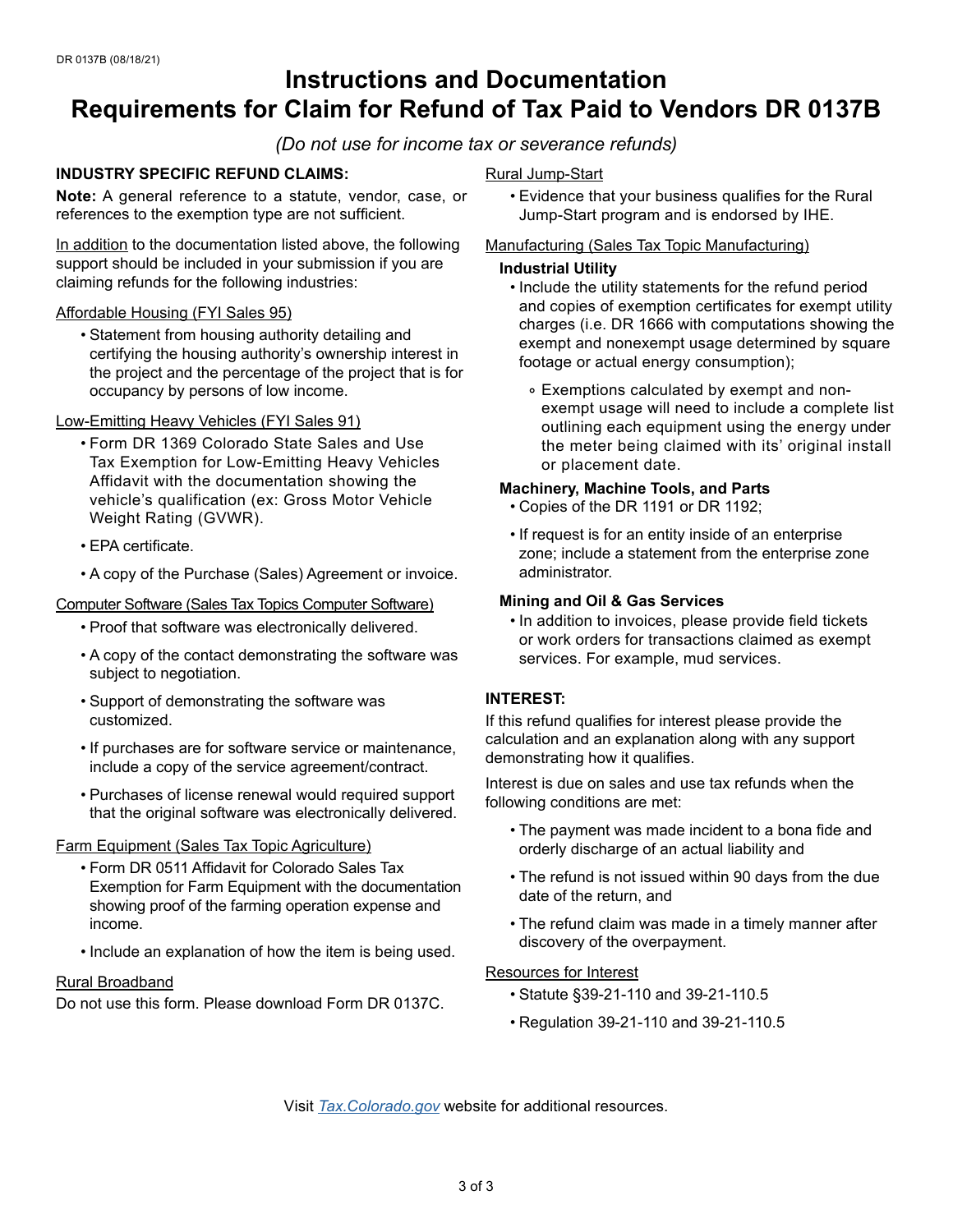DR 0137B (08/18/21)

# Instructions and Documentation Requirements for Claim for Refund of Tax Paid to Vendors DR 0137B

*(Do not use for income tax or severance refunds)*

**INDUSTRY SPECIFIC REFUND CLAIMS:**

**Note:** A general reference to a statute, vendor, case, or references to the exemption type are not sufficient.

In addition to the documentation listed above, the following support should be included in your submission if you are claiming refunds for the following industries:

Affordable Housing (FYI Sales 95)

- Statement from housing authority detailing and certifying the housing authority's ownership interest in the project and the percentage of the project that is for occupancy by persons of low income.

Low-Emitting Heavy Vehicles (FYI Sales 91)

- Form DR 1369 Colorado State Sales and Use Tax Exemption for Low-Emitting Heavy Vehicles Affidavit with the documentation showing the vehicle's qualification (ex: Gross Motor Vehicle Weight Rating (GVWR).
- EPA certificate.
- A copy of the Purchase (Sales) Agreement or invoice.

Computer Software (Sales Tax Topics Computer Software)

- Proof that software was electronically delivered.
- A copy of the contact demonstrating the software was subject to negotiation.
- Support of demonstrating the software was customized.
- If purchases are for software service or maintenance, include a copy of the service agreement/contract.
- Purchases of license renewal would required support that the original software was electronically delivered.

Farm Equipment (Sales Tax Topic Agriculture)

- Form DR 0511 Affidavit for Colorado Sales Tax Exemption for Farm Equipment with the documentation showing proof of the farming operation expense and income.
- Include an explanation of how the item is being used.

Rural Broadband

Do not use this form. Please download Form DR 0137C.

Rural Jump-Start

- Evidence that your business qualifies for the Rural Jump-Start program and is endorsed by IHE.

Manufacturing (Sales Tax Topic Manufacturing)

**Industrial Utility**

- Include the utility statements for the refund period and copies of exemption certificates for exempt utility charges (i.e. DR 1666 with computations showing the exempt and nonexempt usage determined by square footage or actual energy consumption);
  - Exemptions calculated by exempt and non-exempt usage will need to include a complete list outlining each equipment using the energy under the meter being claimed with its' original install or placement date.

**Machinery, Machine Tools, and Parts**

- Copies of the DR 1191 or DR 1192;
- If request is for an entity inside of an enterprise zone; include a statement from the enterprise zone administrator.

**Mining and Oil & Gas Services**

- In addition to invoices, please provide field tickets or work orders for transactions claimed as exempt services. For example, mud services.

**INTEREST:**

If this refund qualifies for interest please provide the calculation and an explanation along with any support demonstrating how it qualifies.

Interest is due on sales and use tax refunds when the following conditions are met:

- The payment was made incident to a bona fide and orderly discharge of an actual liability and
- The refund is not issued within 90 days from the due date of the return, and
- The refund claim was made in a timely manner after discovery of the overpayment.

Resources for Interest

- Statute §39-21-110 and 39-21-110.5
- Regulation 39-21-110 and 39-21-110.5

Visit *Tax.Colorado.gov* website for additional resources.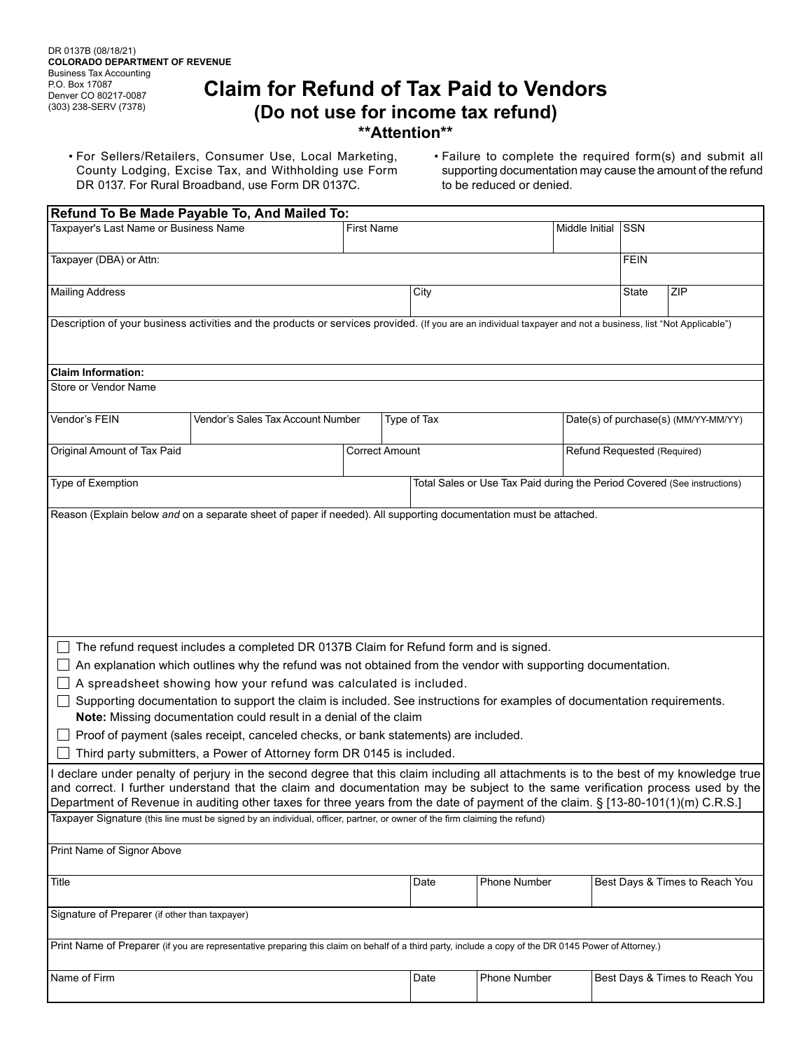DR 0137B (08/18/21)
**COLORADO DEPARTMENT OF REVENUE**
Business Tax Accounting
P.O. Box 17087
Denver CO 80217-0087
(303) 238-SERV (7378)

# Claim for Refund of Tax Paid to Vendors

## (Do not use for income tax refund)

### \*\*Attention\*\*

- For Sellers/Retailers, Consumer Use, Local Marketing, County Lodging, Excise Tax, and Withholding use Form DR 0137. For Rural Broadband, use Form DR 0137C.
- Failure to complete the required form(s) and submit all supporting documentation may cause the amount of the refund to be reduced or denied.

**Refund To Be Made Payable To, And Mailed To:**

| Taxpayer's Last Name or Business Name | First Name | Middle Initial | SSN |
|---|---|---|---|
| | | | |

| Taxpayer (DBA) or Attn: | FEIN |
|---|---|
| | |

| Mailing Address | City | State | ZIP |
|---|---|---|---|
| | | | |

Description of your business activities and the products or services provided. (If you are an individual taxpayer and not a business, list "Not Applicable")

**Claim Information:**

Store or Vendor Name

| Vendor's FEIN | Vendor's Sales Tax Account Number | Type of Tax | Date(s) of purchase(s) (MM/YY-MM/YY) |
|---|---|---|---|
| | | | |

| Original Amount of Tax Paid | Correct Amount | Refund Requested (Required) |
|---|---|---|
| | | |

| Type of Exemption | Total Sales or Use Tax Paid during the Period Covered (See instructions) |
|---|---|
| | |

Reason (Explain below *and* on a separate sheet of paper if needed). All supporting documentation must be attached.

- ☐ The refund request includes a completed DR 0137B Claim for Refund form and is signed.
- ☐ An explanation which outlines why the refund was not obtained from the vendor with supporting documentation.
- ☐ A spreadsheet showing how your refund was calculated is included.
- ☐ Supporting documentation to support the claim is included. See instructions for examples of documentation requirements. **Note:** Missing documentation could result in a denial of the claim
- ☐ Proof of payment (sales receipt, canceled checks, or bank statements) are included.
- ☐ Third party submitters, a Power of Attorney form DR 0145 is included.

I declare under penalty of perjury in the second degree that this claim including all attachments is to the best of my knowledge true and correct. I further understand that the claim and documentation may be subject to the same verification process used by the Department of Revenue in auditing other taxes for three years from the date of payment of the claim. § [13-80-101(1)(m) C.R.S.]

Taxpayer Signature (this line must be signed by an individual, officer, partner, or owner of the firm claiming the refund)

Print Name of Signor Above

| Title | Date | Phone Number | Best Days & Times to Reach You |
|---|---|---|---|
| | | | |

Signature of Preparer (if other than taxpayer)

Print Name of Preparer (if you are representative preparing this claim on behalf of a third party, include a copy of the DR 0145 Power of Attorney.)

| Name of Firm | Date | Phone Number | Best Days & Times to Reach You |
|---|---|---|---|
| | | | |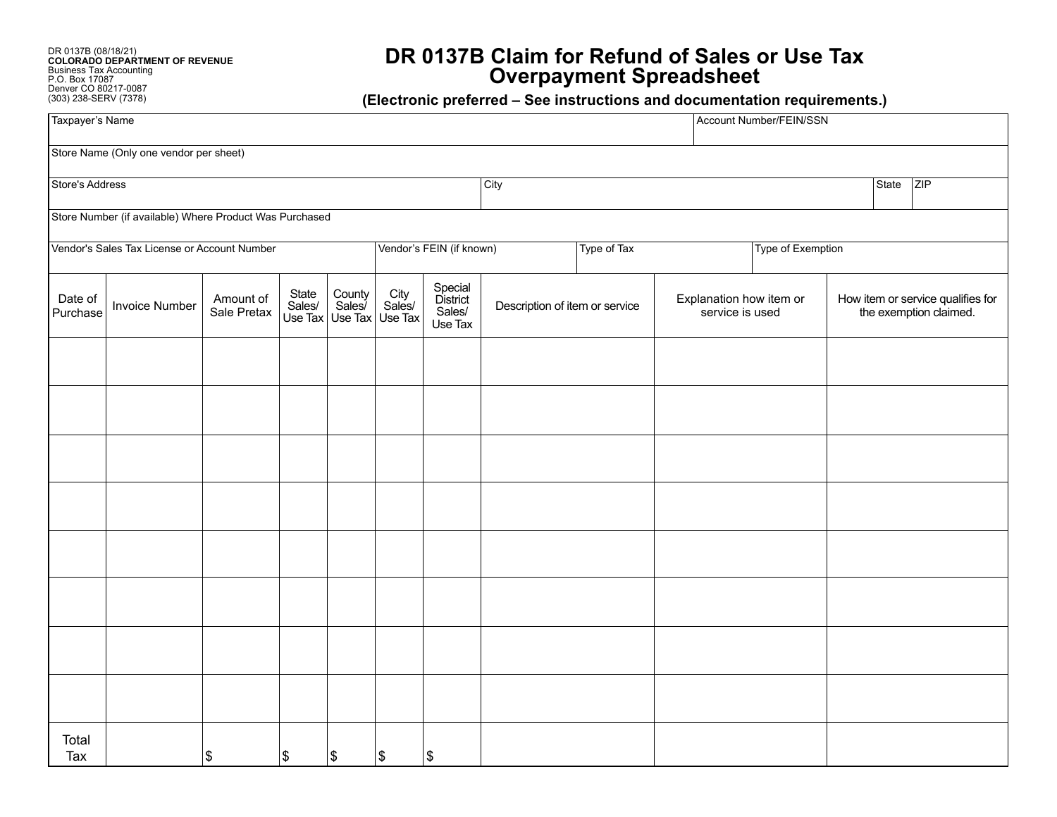DR 0137B (08/18/21)
**COLORADO DEPARTMENT OF REVENUE**
Business Tax Accounting
P.O. Box 17087
Denver CO 80217-0087
(303) 238-SERV (7378)

# DR 0137B Claim for Refund of Sales or Use Tax Overpayment Spreadsheet

**(Electronic preferred – See instructions and documentation requirements.)**

| | | | | | |
|---|---|---|---|---|---|
| Taxpayer's Name | | | Account Number/FEIN/SSN | | |
| Store Name (Only one vendor per sheet) | | | | | |
| Store's Address | | City | | State | ZIP |
| Store Number (if available) Where Product Was Purchased | | | | | |
| Vendor's Sales Tax License or Account Number | Vendor's FEIN (if known) | Type of Tax | Type of Exemption | | |

| Date of Purchase | Invoice Number | Amount of Sale Pretax | State Sales/ Use Tax | County Sales/ Use Tax | City Sales/ Use Tax | Special District Sales/ Use Tax | Description of item or service | Explanation how item or service is used | How item or service qualifies for the exemption claimed. |
|---|---|---|---|---|---|---|---|---|---|
| | | | | | | | | | |
| | | | | | | | | | |
| | | | | | | | | | |
| | | | | | | | | | |
| | | | | | | | | | |
| | | | | | | | | | |
| | | | | | | | | | |
| | | | | | | | | | |
| Total Tax | | $ | $ | $ | $ | $ | | | |